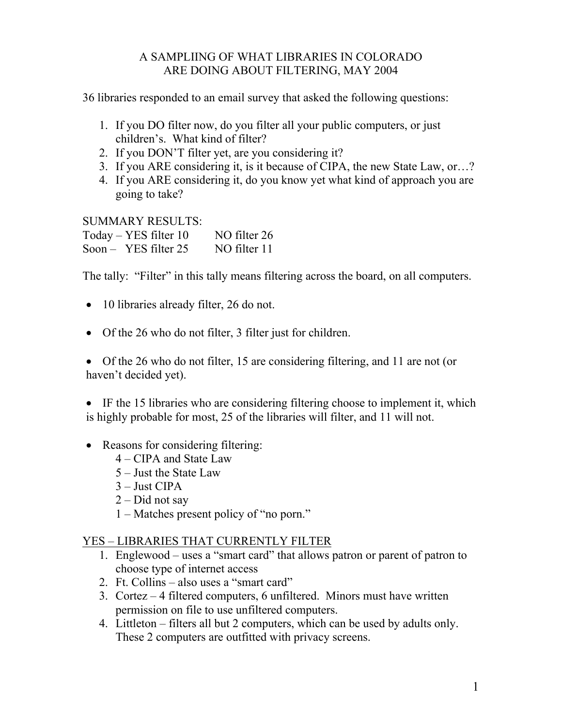# A SAMPLIING OF WHAT LIBRARIES IN COLORADO ARE DOING ABOUT FILTERING, MAY 2004

36 libraries responded to an email survey that asked the following questions:

1. If you DO filter now, do you filter all your public computers, or just children's. What kind of filter?
2. If you DON'T filter yet, are you considering it?
3. If you ARE considering it, is it because of CIPA, the new State Law, or…?
4. If you ARE considering it, do you know yet what kind of approach you are going to take?

SUMMARY RESULTS:

| | | |
|---|---|---|
| Today – | YES filter 10 | NO filter 26 |
| Soon – | YES filter 25 | NO filter 11 |

The tally: "Filter" in this tally means filtering across the board, on all computers.

- 10 libraries already filter, 26 do not.
- Of the 26 who do not filter, 3 filter just for children.
- Of the 26 who do not filter, 15 are considering filtering, and 11 are not (or haven't decided yet).
- IF the 15 libraries who are considering filtering choose to implement it, which is highly probable for most, 25 of the libraries will filter, and 11 will not.
- Reasons for considering filtering:
  - 4 – CIPA and State Law
  - 5 – Just the State Law
  - 3 – Just CIPA
  - 2 – Did not say
  - 1 – Matches present policy of "no porn."

<u>YES – LIBRARIES THAT CURRENTLY FILTER</u>

1. Englewood – uses a "smart card" that allows patron or parent of patron to choose type of internet access
2. Ft. Collins – also uses a "smart card"
3. Cortez – 4 filtered computers, 6 unfiltered. Minors must have written permission on file to use unfiltered computers.
4. Littleton – filters all but 2 computers, which can be used by adults only. These 2 computers are outfitted with privacy screens.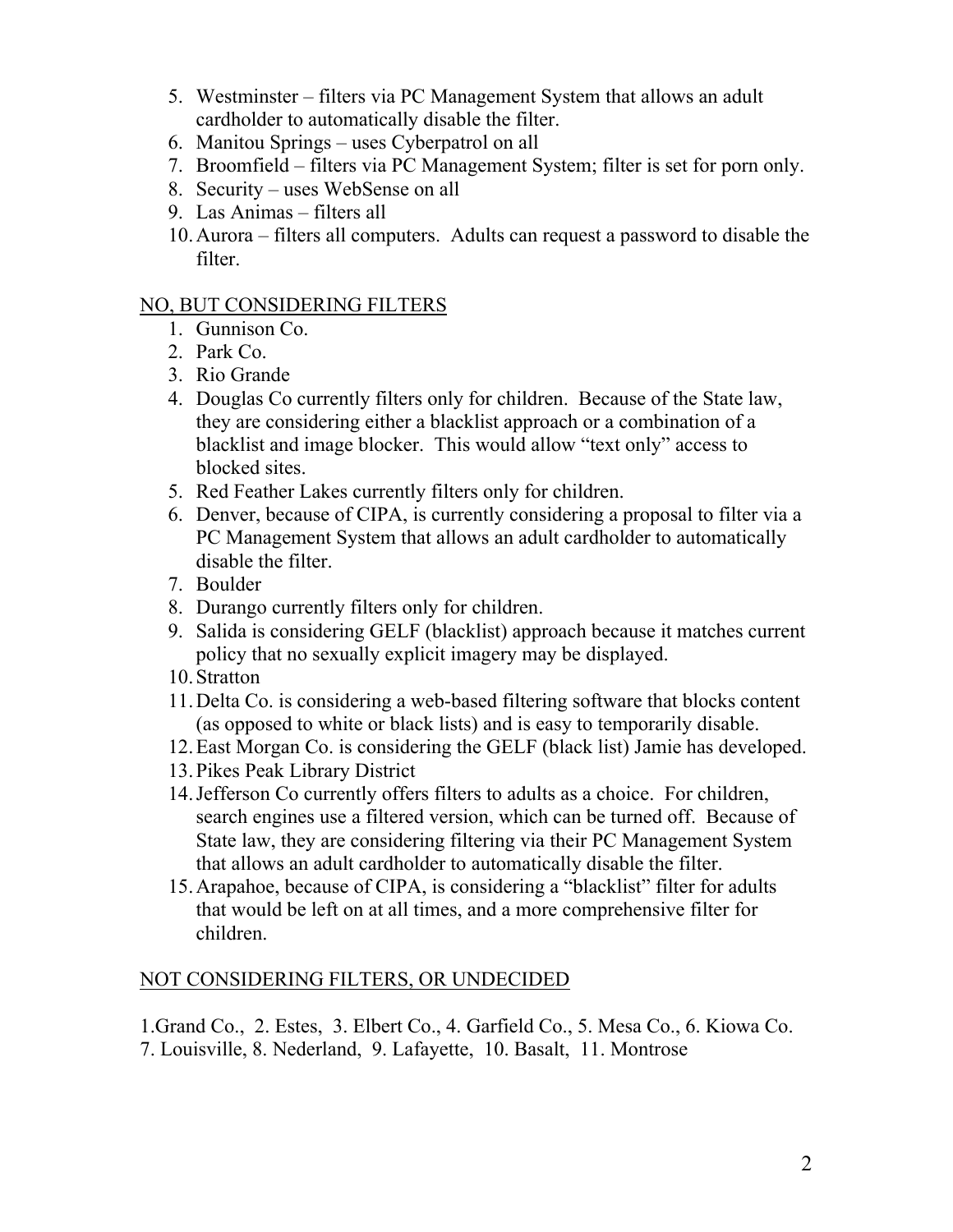5. Westminster – filters via PC Management System that allows an adult cardholder to automatically disable the filter.
6. Manitou Springs – uses Cyberpatrol on all
7. Broomfield – filters via PC Management System; filter is set for porn only.
8. Security – uses WebSense on all
9. Las Animas – filters all
10. Aurora – filters all computers. Adults can request a password to disable the filter.

<u>NO, BUT CONSIDERING FILTERS</u>

1. Gunnison Co.
2. Park Co.
3. Rio Grande
4. Douglas Co currently filters only for children. Because of the State law, they are considering either a blacklist approach or a combination of a blacklist and image blocker. This would allow "text only" access to blocked sites.
5. Red Feather Lakes currently filters only for children.
6. Denver, because of CIPA, is currently considering a proposal to filter via a PC Management System that allows an adult cardholder to automatically disable the filter.
7. Boulder
8. Durango currently filters only for children.
9. Salida is considering GELF (blacklist) approach because it matches current policy that no sexually explicit imagery may be displayed.
10. Stratton
11. Delta Co. is considering a web-based filtering software that blocks content (as opposed to white or black lists) and is easy to temporarily disable.
12. East Morgan Co. is considering the GELF (black list) Jamie has developed.
13. Pikes Peak Library District
14. Jefferson Co currently offers filters to adults as a choice. For children, search engines use a filtered version, which can be turned off. Because of State law, they are considering filtering via their PC Management System that allows an adult cardholder to automatically disable the filter.
15. Arapahoe, because of CIPA, is considering a "blacklist" filter for adults that would be left on at all times, and a more comprehensive filter for children.

<u>NOT CONSIDERING FILTERS, OR UNDECIDED</u>

1.Grand Co., 2. Estes, 3. Elbert Co., 4. Garfield Co., 5. Mesa Co., 6. Kiowa Co.
7. Louisville, 8. Nederland, 9. Lafayette, 10. Basalt, 11. Montrose